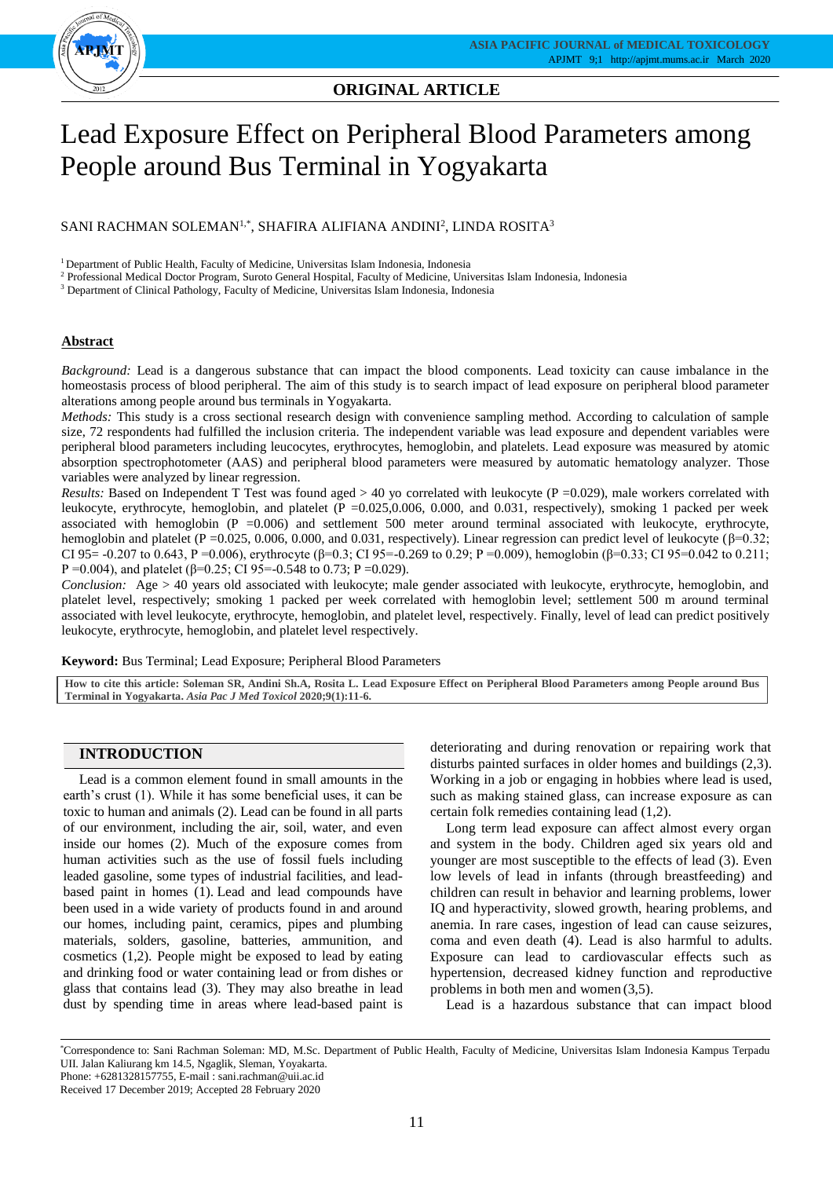## ORIGINAL ARTICLE

# Lead Exposure Effect on Peripheral Blood Parameters among People around Bus Terminal in Yogyakarta

SANI RACHMAN SOLEMAN[1,*], SHAFIRA ALIFIANA ANDINI[2], LINDA ROSITA[3]

[1] Department of Public Health, Faculty of Medicine, Universitas Islam Indonesia, Indonesia
[2] Professional Medical Doctor Program, Suroto General Hospital, Faculty of Medicine, Universitas Islam Indonesia, Indonesia
[3] Department of Clinical Pathology, Faculty of Medicine, Universitas Islam Indonesia, Indonesia

### Abstract

*Background:* Lead is a dangerous substance that can impact the blood components. Lead toxicity can cause imbalance in the homeostasis process of blood peripheral. The aim of this study is to search impact of lead exposure on peripheral blood parameter alterations among people around bus terminals in Yogyakarta.

*Methods:* This study is a cross sectional research design with convenience sampling method. According to calculation of sample size, 72 respondents had fulfilled the inclusion criteria. The independent variable was lead exposure and dependent variables were peripheral blood parameters including leucocytes, erythrocytes, hemoglobin, and platelets. Lead exposure was measured by atomic absorption spectrophotometer (AAS) and peripheral blood parameters were measured by automatic hematology analyzer. Those variables were analyzed by linear regression.

*Results:* Based on Independent T Test was found aged > 40 yo correlated with leukocyte (P =0.029), male workers correlated with leukocyte, erythrocyte, hemoglobin, and platelet (P =0.025,0.006, 0.000, and 0.031, respectively), smoking 1 packed per week associated with hemoglobin (P =0.006) and settlement 500 meter around terminal associated with leukocyte, erythrocyte, hemoglobin and platelet (P =0.025, 0.006, 0.000, and 0.031, respectively). Linear regression can predict level of leukocyte (β=0.32; CI 95= -0.207 to 0.643, P =0.006), erythrocyte (β=0.3; CI 95=-0.269 to 0.29; P =0.009), hemoglobin (β=0.33; CI 95=0.042 to 0.211; P =0.004), and platelet (β=0.25; CI 95=-0.548 to 0.73; P =0.029).

*Conclusion:* Age > 40 years old associated with leukocyte; male gender associated with leukocyte, erythrocyte, hemoglobin, and platelet level, respectively; smoking 1 packed per week correlated with hemoglobin level; settlement 500 m around terminal associated with level leukocyte, erythrocyte, hemoglobin, and platelet level, respectively. Finally, level of lead can predict positively leukocyte, erythrocyte, hemoglobin, and platelet level respectively.

**Keyword:** Bus Terminal; Lead Exposure; Peripheral Blood Parameters

**How to cite this article: Soleman SR, Andini Sh.A, Rosita L. Lead Exposure Effect on Peripheral Blood Parameters among People around Bus Terminal in Yogyakarta. *Asia Pac J Med Toxicol* 2020;9(1):11-6.**

## INTRODUCTION

Lead is a common element found in small amounts in the earth's crust (1). While it has some beneficial uses, it can be toxic to human and animals (2). Lead can be found in all parts of our environment, including the air, soil, water, and even inside our homes (2). Much of the exposure comes from human activities such as the use of fossil fuels including leaded gasoline, some types of industrial facilities, and lead-based paint in homes (1). Lead and lead compounds have been used in a wide variety of products found in and around our homes, including paint, ceramics, pipes and plumbing materials, solders, gasoline, batteries, ammunition, and cosmetics (1,2). People might be exposed to lead by eating and drinking food or water containing lead or from dishes or glass that contains lead (3). They may also breathe in lead dust by spending time in areas where lead-based paint is deteriorating and during renovation or repairing work that disturbs painted surfaces in older homes and buildings (2,3). Working in a job or engaging in hobbies where lead is used, such as making stained glass, can increase exposure as can certain folk remedies containing lead (1,2).

Long term lead exposure can affect almost every organ and system in the body. Children aged six years old and younger are most susceptible to the effects of lead (3). Even low levels of lead in infants (through breastfeeding) and children can result in behavior and learning problems, lower IQ and hyperactivity, slowed growth, hearing problems, and anemia. In rare cases, ingestion of lead can cause seizures, coma and even death (4). Lead is also harmful to adults. Exposure can lead to cardiovascular effects such as hypertension, decreased kidney function and reproductive problems in both men and women (3,5).

Lead is a hazardous substance that can impact blood

---

[*]Correspondence to: Sani Rachman Soleman: MD, M.Sc. Department of Public Health, Faculty of Medicine, Universitas Islam Indonesia Kampus Terpadu UII. Jalan Kaliurang km 14.5, Ngaglik, Sleman, Yoyakarta.
Phone: +6281328157755, E-mail : sani.rachman@uii.ac.id
Received 17 December 2019; Accepted 28 February 2020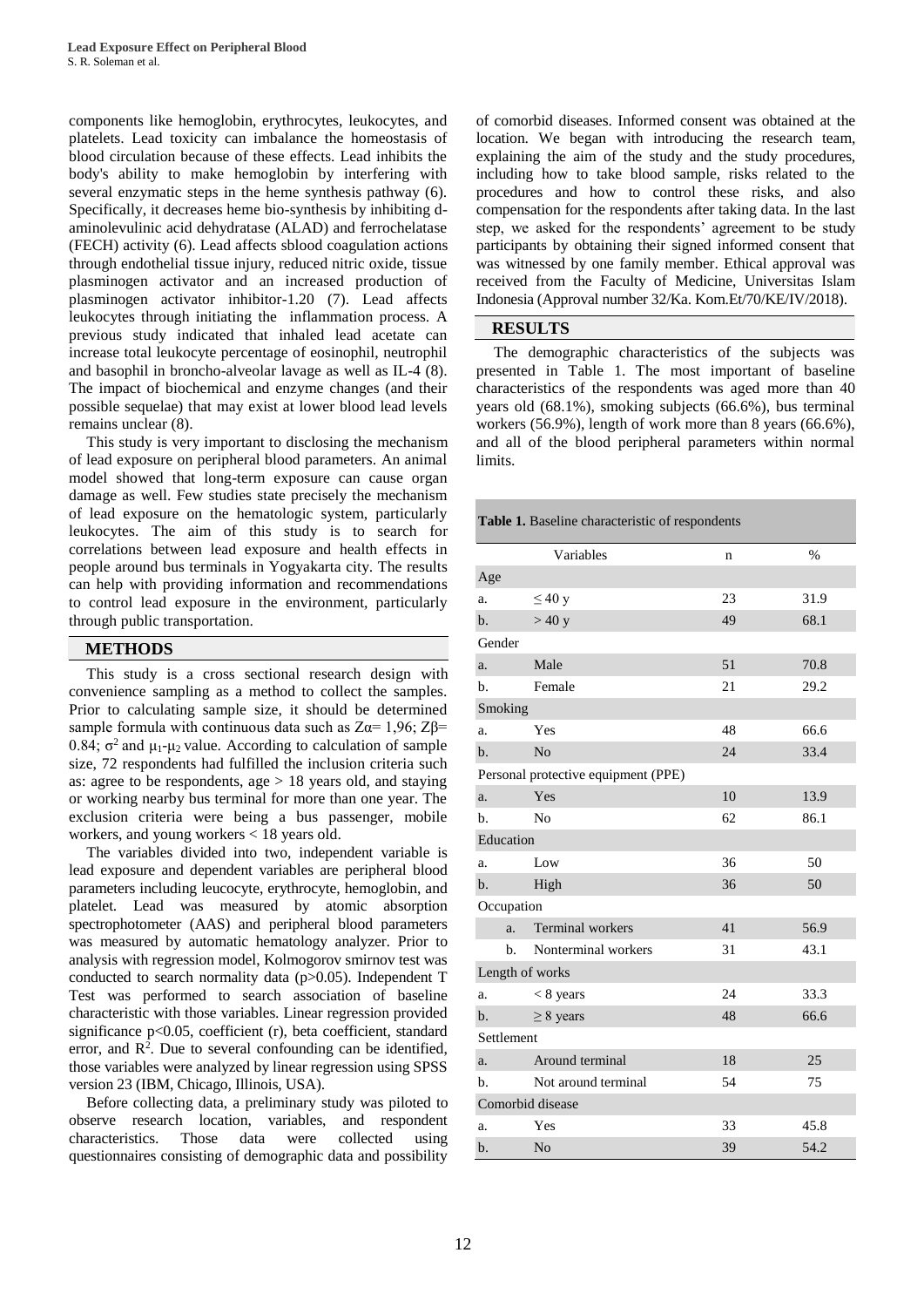components like hemoglobin, erythrocytes, leukocytes, and platelets. Lead toxicity can imbalance the homeostasis of blood circulation because of these effects. Lead inhibits the body's ability to make hemoglobin by interfering with several enzymatic steps in the heme synthesis pathway (6). Specifically, it decreases heme bio-synthesis by inhibiting d-aminolevulinic acid dehydratase (ALAD) and ferrochelatase (FECH) activity (6). Lead affects sblood coagulation actions through endothelial tissue injury, reduced nitric oxide, tissue plasminogen activator and an increased production of plasminogen activator inhibitor-1.20 (7). Lead affects leukocytes through initiating the inflammation process. A previous study indicated that inhaled lead acetate can increase total leukocyte percentage of eosinophil, neutrophil and basophil in broncho-alveolar lavage as well as IL-4 (8). The impact of biochemical and enzyme changes (and their possible sequelae) that may exist at lower blood lead levels remains unclear (8).

This study is very important to disclosing the mechanism of lead exposure on peripheral blood parameters. An animal model showed that long-term exposure can cause organ damage as well. Few studies state precisely the mechanism of lead exposure on the hematologic system, particularly leukocytes. The aim of this study is to search for correlations between lead exposure and health effects in people around bus terminals in Yogyakarta city. The results can help with providing information and recommendations to control lead exposure in the environment, particularly through public transportation.

## METHODS

This study is a cross sectional research design with convenience sampling as a method to collect the samples. Prior to calculating sample size, it should be determined sample formula with continuous data such as $Z\alpha$= 1,96; $Z\beta$= 0.84; $\sigma^2$ and $\mu_1$-$\mu_2$ value. According to calculation of sample size, 72 respondents had fulfilled the inclusion criteria such as: agree to be respondents, age > 18 years old, and staying or working nearby bus terminal for more than one year. The exclusion criteria were being a bus passenger, mobile workers, and young workers < 18 years old.

The variables divided into two, independent variable is lead exposure and dependent variables are peripheral blood parameters including leucocyte, erythrocyte, hemoglobin, and platelet. Lead was measured by atomic absorption spectrophotometer (AAS) and peripheral blood parameters was measured by automatic hematology analyzer. Prior to analysis with regression model, Kolmogorov smirnov test was conducted to search normality data (p>0.05). Independent T Test was performed to search association of baseline characteristic with those variables. Linear regression provided significance p<0.05, coefficient (r), beta coefficient, standard error, and $R^2$. Due to several confounding can be identified, those variables were analyzed by linear regression using SPSS version 23 (IBM, Chicago, Illinois, USA).

Before collecting data, a preliminary study was piloted to observe research location, variables, and respondent characteristics. Those data were collected using questionnaires consisting of demographic data and possibility of comorbid diseases. Informed consent was obtained at the location. We began with introducing the research team, explaining the aim of the study and the study procedures, including how to take blood sample, risks related to the procedures and how to control these risks, and also compensation for the respondents after taking data. In the last step, we asked for the respondents' agreement to be study participants by obtaining their signed informed consent that was witnessed by one family member. Ethical approval was received from the Faculty of Medicine, Universitas Islam Indonesia (Approval number 32/Ka. Kom.Et/70/KE/IV/2018).

## RESULTS

The demographic characteristics of the subjects was presented in Table 1. The most important of baseline characteristics of the respondents was aged more than 40 years old (68.1%), smoking subjects (66.6%), bus terminal workers (56.9%), length of work more than 8 years (66.6%), and all of the blood peripheral parameters within normal limits.

**Table 1.** Baseline characteristic of respondents

| | Variables | n | % |
|---|---|---|---|
| Age | | | |
| a. | ≤ 40 y | 23 | 31.9 |
| b. | > 40 y | 49 | 68.1 |
| Gender | | | |
| a. | Male | 51 | 70.8 |
| b. | Female | 21 | 29.2 |
| Smoking | | | |
| a. | Yes | 48 | 66.6 |
| b. | No | 24 | 33.4 |
| Personal protective equipment (PPE) | | | |
| a. | Yes | 10 | 13.9 |
| b. | No | 62 | 86.1 |
| Education | | | |
| a. | Low | 36 | 50 |
| b. | High | 36 | 50 |
| Occupation | | | |
| a. | Terminal workers | 41 | 56.9 |
| b. | Nonterminal workers | 31 | 43.1 |
| Length of works | | | |
| a. | < 8 years | 24 | 33.3 |
| b. | ≥ 8 years | 48 | 66.6 |
| Settlement | | | |
| a. | Around terminal | 18 | 25 |
| b. | Not around terminal | 54 | 75 |
| Comorbid disease | | | |
| a. | Yes | 33 | 45.8 |
| b. | No | 39 | 54.2 |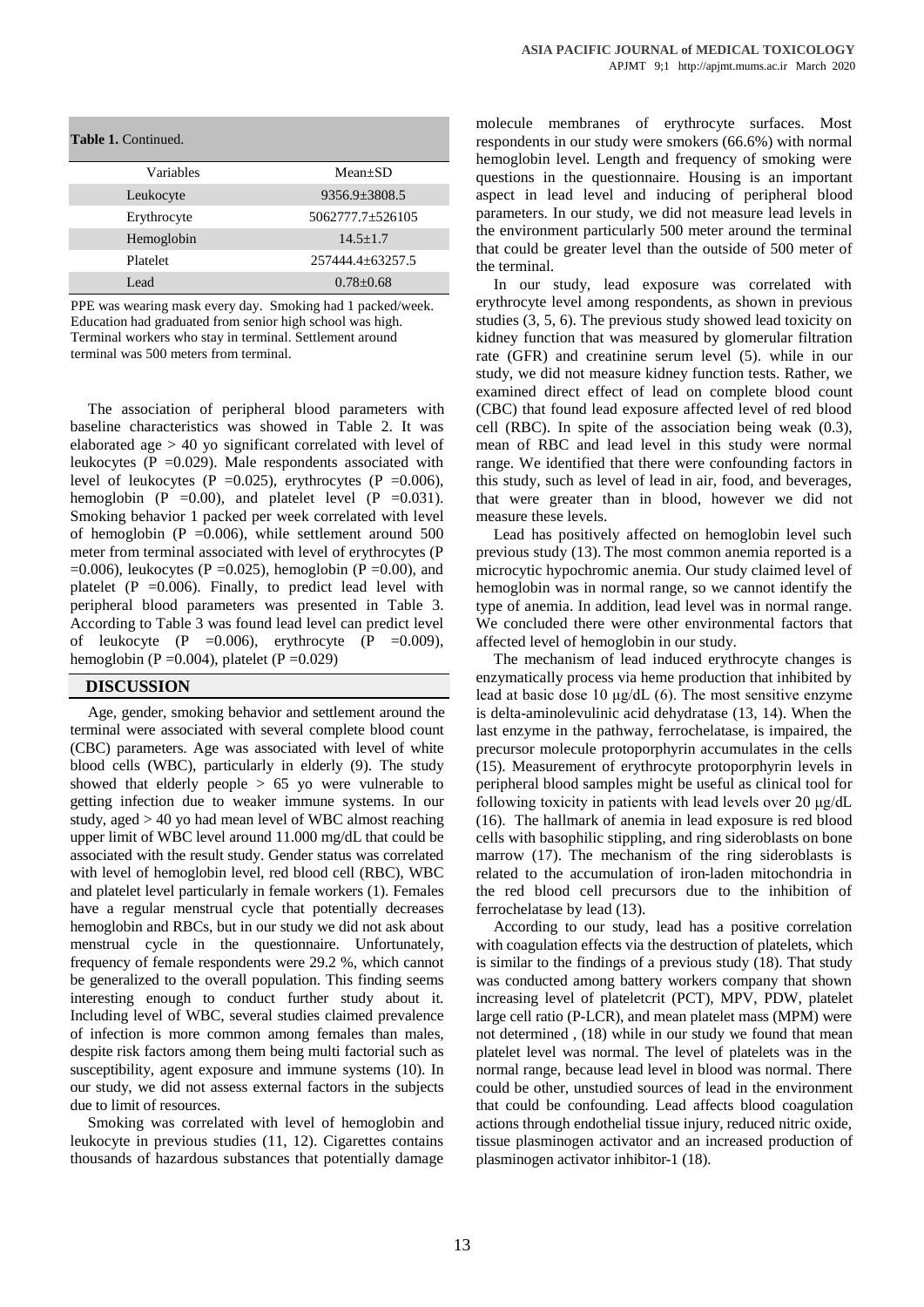**Table 1.** Continued.

| Variables | Mean±SD |
|---|---|
| Leukocyte | 9356.9±3808.5 |
| Erythrocyte | 5062777.7±526105 |
| Hemoglobin | 14.5±1.7 |
| Platelet | 257444.4±63257.5 |
| Lead | 0.78±0.68 |

PPE was wearing mask every day. Smoking had 1 packed/week. Education had graduated from senior high school was high. Terminal workers who stay in terminal. Settlement around terminal was 500 meters from terminal.

The association of peripheral blood parameters with baseline characteristics was showed in Table 2. It was elaborated age > 40 yo significant correlated with level of leukocytes (P =0.029). Male respondents associated with level of leukocytes (P =0.025), erythrocytes (P =0.006), hemoglobin (P =0.00), and platelet level (P =0.031). Smoking behavior 1 packed per week correlated with level of hemoglobin (P =0.006), while settlement around 500 meter from terminal associated with level of erythrocytes (P =0.006), leukocytes (P =0.025), hemoglobin (P =0.00), and platelet (P =0.006). Finally, to predict lead level with peripheral blood parameters was presented in Table 3. According to Table 3 was found lead level can predict level of leukocyte (P =0.006), erythrocyte (P =0.009), hemoglobin (P =0.004), platelet (P =0.029)

## DISCUSSION

Age, gender, smoking behavior and settlement around the terminal were associated with several complete blood count (CBC) parameters. Age was associated with level of white blood cells (WBC), particularly in elderly (9). The study showed that elderly people > 65 yo were vulnerable to getting infection due to weaker immune systems. In our study, aged > 40 yo had mean level of WBC almost reaching upper limit of WBC level around 11.000 mg/dL that could be associated with the result study. Gender status was correlated with level of hemoglobin level, red blood cell (RBC), WBC and platelet level particularly in female workers (1). Females have a regular menstrual cycle that potentially decreases hemoglobin and RBCs, but in our study we did not ask about menstrual cycle in the questionnaire. Unfortunately, frequency of female respondents were 29.2 %, which cannot be generalized to the overall population. This finding seems interesting enough to conduct further study about it. Including level of WBC, several studies claimed prevalence of infection is more common among females than males, despite risk factors among them being multi factorial such as susceptibility, agent exposure and immune systems (10). In our study, we did not assess external factors in the subjects due to limit of resources.

Smoking was correlated with level of hemoglobin and leukocyte in previous studies (11, 12). Cigarettes contains thousands of hazardous substances that potentially damage molecule membranes of erythrocyte surfaces. Most respondents in our study were smokers (66.6%) with normal hemoglobin level. Length and frequency of smoking were questions in the questionnaire. Housing is an important aspect in lead level and inducing of peripheral blood parameters. In our study, we did not measure lead levels in the environment particularly 500 meter around the terminal that could be greater level than the outside of 500 meter of the terminal.

In our study, lead exposure was correlated with erythrocyte level among respondents, as shown in previous studies (3, 5, 6). The previous study showed lead toxicity on kidney function that was measured by glomerular filtration rate (GFR) and creatinine serum level (5). while in our study, we did not measure kidney function tests. Rather, we examined direct effect of lead on complete blood count (CBC) that found lead exposure affected level of red blood cell (RBC). In spite of the association being weak (0.3), mean of RBC and lead level in this study were normal range. We identified that there were confounding factors in this study, such as level of lead in air, food, and beverages, that were greater than in blood, however we did not measure these levels.

Lead has positively affected on hemoglobin level such previous study (13). The most common anemia reported is a microcytic hypochromic anemia. Our study claimed level of hemoglobin was in normal range, so we cannot identify the type of anemia. In addition, lead level was in normal range. We concluded there were other environmental factors that affected level of hemoglobin in our study.

The mechanism of lead induced erythrocyte changes is enzymatically process via heme production that inhibited by lead at basic dose 10 μg/dL (6). The most sensitive enzyme is delta-aminolevulinic acid dehydratase (13, 14). When the last enzyme in the pathway, ferrochelatase, is impaired, the precursor molecule protoporphyrin accumulates in the cells (15). Measurement of erythrocyte protoporphyrin levels in peripheral blood samples might be useful as clinical tool for following toxicity in patients with lead levels over 20 μg/dL (16). The hallmark of anemia in lead exposure is red blood cells with basophilic stippling, and ring sideroblasts on bone marrow (17). The mechanism of the ring sideroblasts is related to the accumulation of iron-laden mitochondria in the red blood cell precursors due to the inhibition of ferrochelatase by lead (13).

According to our study, lead has a positive correlation with coagulation effects via the destruction of platelets, which is similar to the findings of a previous study (18). That study was conducted among battery workers company that shown increasing level of plateletcrit (PCT), MPV, PDW, platelet large cell ratio (P-LCR), and mean platelet mass (MPM) were not determined , (18) while in our study we found that mean platelet level was normal. The level of platelets was in the normal range, because lead level in blood was normal. There could be other, unstudied sources of lead in the environment that could be confounding. Lead affects blood coagulation actions through endothelial tissue injury, reduced nitric oxide, tissue plasminogen activator and an increased production of plasminogen activator inhibitor-1 (18).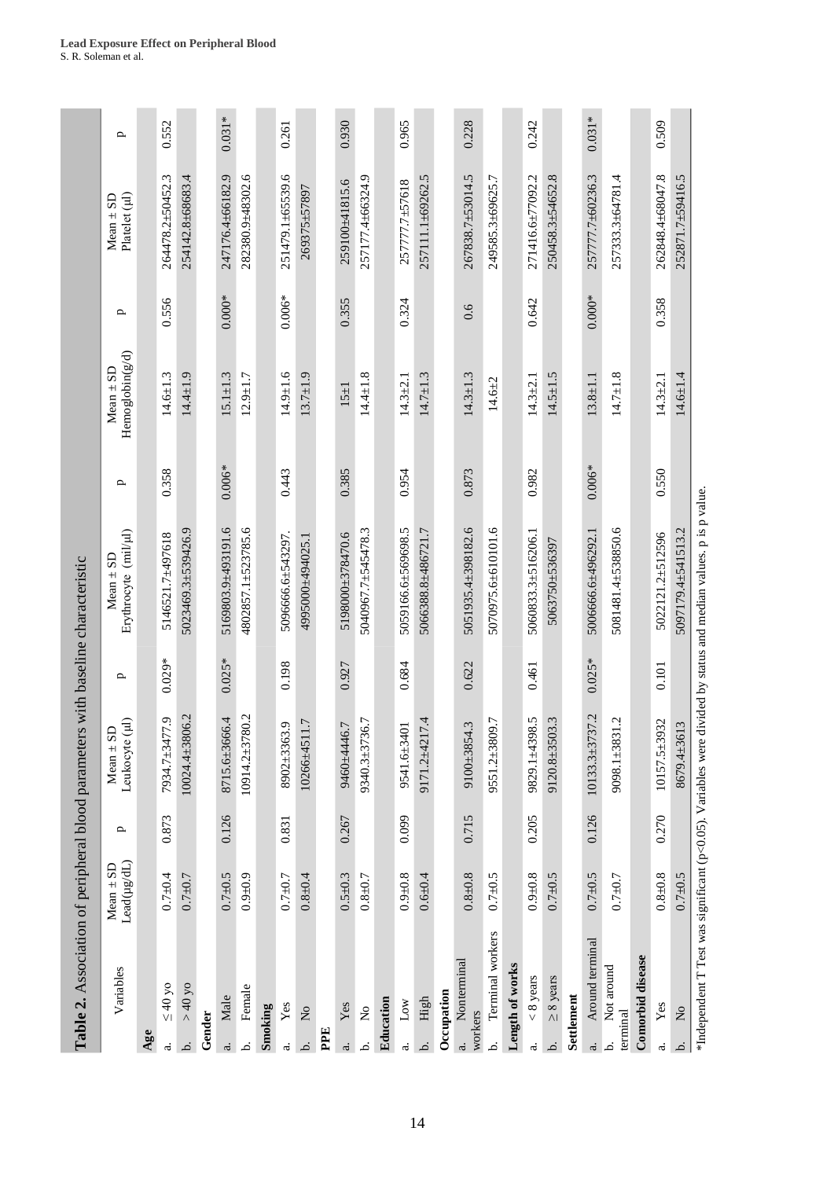**Table 2.** Association of peripheral blood parameters with baseline characteristic

| Variables | Mean ± SD Lead(μg/dL) | p | Mean ± SD Leukocyte (μl) | p | Mean ± SD Erythrocyte (mil/μl) | p | Mean ± SD Hemoglobin(g/d) | p | Mean ± SD Platelet (μl) | p |
|---|---|---|---|---|---|---|---|---|---|---|
| **Age** | | | | | | | | | | |
| a. ≤ 40 yo | 0.7±0.4 | 0.873 | 7934.7±3477.9 | 0.029* | 5146521.7±497618 | 0.358 | 14.6±1.3 | 0.556 | 264478.2±50452.3 | 0.552 |
| b. > 40 yo | 0.7±0.7 | | 10024.4±3806.2 | | 5023469.3±539426.9 | | 14.4±1.9 | | 254142.8±68683.4 | |
| **Gender** | | | | | | | | | | |
| a. Male | 0.7±0.5 | 0.126 | 8715.6±3666.4 | 0.025* | 5169803.9±493191.6 | 0.006* | 15.1±1.3 | 0.000* | 247176.4±66182.9 | 0.031* |
| b. Female | 0.9±0.9 | | 10914.2±3780.2 | | 4802857.1±523785.6 | | 12.9±1.7 | | 282380.9±48302.6 | |
| **Smoking** | | | | | | | | | | |
| a. Yes | 0.7±0.7 | 0.831 | 8902±3363.9 | 0.198 | 5096666.6±543297. | 0.443 | 14.9±1.6 | 0.006* | 251479.1±65539.6 | 0.261 |
| b. No | 0.8±0.4 | | 10266±4511.7 | | 4995000±494025.1 | | 13.7±1.9 | | 269375±57897 | |
| **PPE** | | | | | | | | | | |
| a. Yes | 0.5±0.3 | 0.267 | 9460±4446.7 | 0.927 | 5198000±378470.6 | 0.385 | 15±1 | 0.355 | 259100±41815.6 | 0.930 |
| b. No | 0.8±0.7 | | 9340.3±3736.7 | | 5040967.7±545478.3 | | 14.4±1.8 | | 257177.4±66324.9 | |
| **Education** | | | | | | | | | | |
| a. Low | 0.9±0.8 | 0.099 | 9541.6±3401 | 0.684 | 5059166.6±569698.5 | 0.954 | 14.3±2.1 | 0.324 | 257777.7±57618 | 0.965 |
| b. High | 0.6±0.4 | | 9171.2±4217.4 | | 5066388.8±486721.7 | | 14.7±1.3 | | 257111.1±69262.5 | |
| **Occupation** | | | | | | | | | | |
| a. Nonterminal workers | 0.8±0.8 | 0.715 | 9100±3854.3 | 0.622 | 5051935.4±398182.6 | 0.873 | 14.3±1.3 | 0.6 | 267838.7±53014.5 | 0.228 |
| b. Terminal workers | 0.7±0.5 | | 9551.2±3809.7 | | 5070975.6±610101.6 | | 14.6±2 | | 249585.3±69625.7 | |
| **Length of works** | | | | | | | | | | |
| a. < 8 years | 0.9±0.8 | 0.205 | 9829.1±4398.5 | 0.461 | 5060833.3±516206.1 | 0.982 | 14.3±2.1 | 0.642 | 271416.6±77092.2 | 0.242 |
| b. ≥ 8 years | 0.7±0.5 | | 9120.8±3503.3 | | 5063750±536397 | | 14.5±1.5 | | 250458.3±54652.8 | |
| **Settlement** | | | | | | | | | | |
| a. Around terminal | 0.7±0.5 | 0.126 | 10133.3±3737.2 | 0.025* | 5006666.6±496292.1 | 0.006* | 13.8±1.1 | 0.000* | 257777.7±60236.3 | 0.031* |
| b. Not around terminal | 0.7±0.7 | | 9098.1±3831.2 | | 5081481.4±538850.6 | | 14.7±1.8 | | 257333.3±64781.4 | |
| **Comorbid disease** | | | | | | | | | | |
| a. Yes | 0.8±0.8 | 0.270 | 10157.5±3932 | 0.101 | 5022121.2±512596 | 0.550 | 14.3±2.1 | 0.358 | 262848.4±68047.8 | 0.509 |
| b. No | 0.7±0.5 | | 8679.4±3613 | | 5097179.4±541513.2 | | 14.6±1.4 | | 252871.7±59416.5 | |

*Independent T Test was significant (p<0.05). Variables were divided by status and median values. p is p value.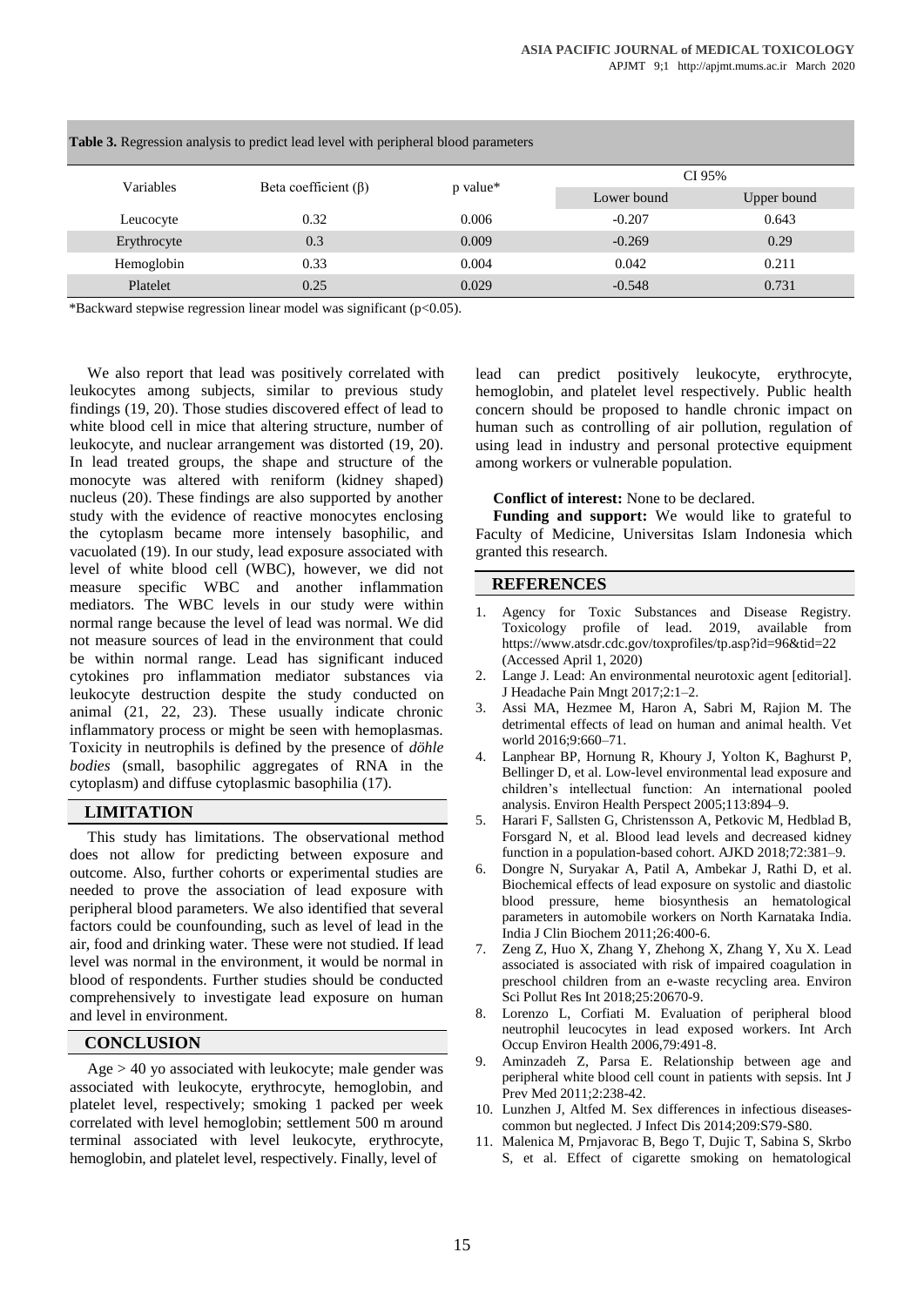**Table 3.** Regression analysis to predict lead level with peripheral blood parameters

| Variables | Beta coefficient (β) | p value* | CI 95% | |
|---|---|---|---|---|
| | | | Lower bound | Upper bound |
| Leucocyte | 0.32 | 0.006 | -0.207 | 0.643 |
| Erythrocyte | 0.3 | 0.009 | -0.269 | 0.29 |
| Hemoglobin | 0.33 | 0.004 | 0.042 | 0.211 |
| Platelet | 0.25 | 0.029 | -0.548 | 0.731 |

*Backward stepwise regression linear model was significant ($p<0.05$).

We also report that lead was positively correlated with leukocytes among subjects, similar to previous study findings (19, 20). Those studies discovered effect of lead to white blood cell in mice that altering structure, number of leukocyte, and nuclear arrangement was distorted (19, 20). In lead treated groups, the shape and structure of the monocyte was altered with reniform (kidney shaped) nucleus (20). These findings are also supported by another study with the evidence of reactive monocytes enclosing the cytoplasm became more intensely basophilic, and vacuolated (19). In our study, lead exposure associated with level of white blood cell (WBC), however, we did not measure specific WBC and another inflammation mediators. The WBC levels in our study were within normal range because the level of lead was normal. We did not measure sources of lead in the environment that could be within normal range. Lead has significant induced cytokines pro inflammation mediator substances via leukocyte destruction despite the study conducted on animal (21, 22, 23). These usually indicate chronic inflammatory process or might be seen with hemoplasmas. Toxicity in neutrophils is defined by the presence of *döhle bodies* (small, basophilic aggregates of RNA in the cytoplasm) and diffuse cytoplasmic basophilia (17).

## LIMITATION

This study has limitations. The observational method does not allow for predicting between exposure and outcome. Also, further cohorts or experimental studies are needed to prove the association of lead exposure with peripheral blood parameters. We also identified that several factors could be counfounding, such as level of lead in the air, food and drinking water. These were not studied. If lead level was normal in the environment, it would be normal in blood of respondents. Further studies should be conducted comprehensively to investigate lead exposure on human and level in environment.

## CONCLUSION

Age > 40 yo associated with leukocyte; male gender was associated with leukocyte, erythrocyte, hemoglobin, and platelet level, respectively; smoking 1 packed per week correlated with level hemoglobin; settlement 500 m around terminal associated with level leukocyte, erythrocyte, hemoglobin, and platelet level, respectively. Finally, level of lead can predict positively leukocyte, erythrocyte, hemoglobin, and platelet level respectively. Public health concern should be proposed to handle chronic impact on human such as controlling of air pollution, regulation of using lead in industry and personal protective equipment among workers or vulnerable population.

**Conflict of interest:** None to be declared.

**Funding and support:** We would like to grateful to Faculty of Medicine, Universitas Islam Indonesia which granted this research.

## REFERENCES

1. Agency for Toxic Substances and Disease Registry. Toxicology profile of lead. 2019, available from https://www.atsdr.cdc.gov/toxprofiles/tp.asp?id=96&tid=22 (Accessed April 1, 2020)
2. Lange J. Lead: An environmental neurotoxic agent [editorial]. J Headache Pain Mngt 2017;2:1–2.
3. Assi MA, Hezmee M, Haron A, Sabri M, Rajion M. The detrimental effects of lead on human and animal health. Vet world 2016;9:660–71.
4. Lanphear BP, Hornung R, Khoury J, Yolton K, Baghurst P, Bellinger D, et al. Low-level environmental lead exposure and children's intellectual function: An international pooled analysis. Environ Health Perspect 2005;113:894–9.
5. Harari F, Sallsten G, Christensson A, Petkovic M, Hedblad B, Forsgard N, et al. Blood lead levels and decreased kidney function in a population-based cohort. AJKD 2018;72:381–9.
6. Dongre N, Suryakar A, Patil A, Ambekar J, Rathi D, et al. Biochemical effects of lead exposure on systolic and diastolic blood pressure, heme biosynthesis an hematological parameters in automobile workers on North Karnataka India. India J Clin Biochem 2011;26:400-6.
7. Zeng Z, Huo X, Zhang Y, Zhehong X, Zhang Y, Xu X. Lead associated is associated with risk of impaired coagulation in preschool children from an e-waste recycling area. Environ Sci Pollut Res Int 2018;25:20670-9.
8. Lorenzo L, Corfiati M. Evaluation of peripheral blood neutrophil leucocytes in lead exposed workers. Int Arch Occup Environ Health 2006,79:491-8.
9. Aminzadeh Z, Parsa E. Relationship between age and peripheral white blood cell count in patients with sepsis. Int J Prev Med 2011;2:238-42.
10. Lunzhen J, Altfed M. Sex differences in infectious diseases-common but neglected. J Infect Dis 2014;209:S79-S80.
11. Malenica M, Prnjavorac B, Bego T, Dujic T, Sabina S, Skrbo S, et al. Effect of cigarette smoking on hematological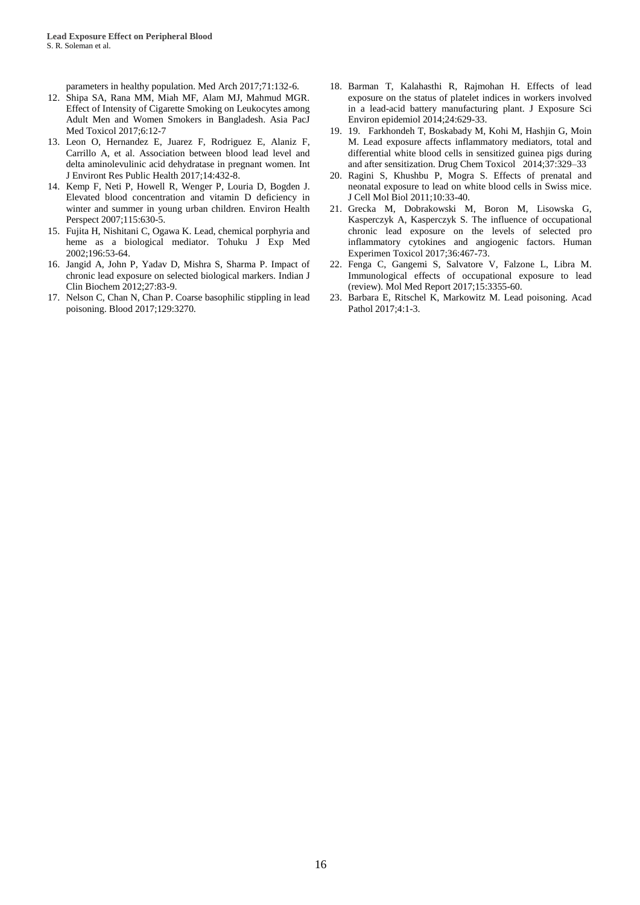parameters in healthy population. Med Arch 2017;71:132-6.

12. Shipa SA, Rana MM, Miah MF, Alam MJ, Mahmud MGR. Effect of Intensity of Cigarette Smoking on Leukocytes among Adult Men and Women Smokers in Bangladesh. Asia PacJ Med Toxicol 2017;6:12-7
13. Leon O, Hernandez E, Juarez F, Rodriguez E, Alaniz F, Carrillo A, et al. Association between blood lead level and delta aminolevulinic acid dehydratase in pregnant women. Int J Environt Res Public Health 2017;14:432-8.
14. Kemp F, Neti P, Howell R, Wenger P, Louria D, Bogden J. Elevated blood concentration and vitamin D deficiency in winter and summer in young urban children. Environ Health Perspect 2007;115:630-5.
15. Fujita H, Nishitani C, Ogawa K. Lead, chemical porphyria and heme as a biological mediator. Tohuku J Exp Med 2002;196:53-64.
16. Jangid A, John P, Yadav D, Mishra S, Sharma P. Impact of chronic lead exposure on selected biological markers. Indian J Clin Biochem 2012;27:83-9.
17. Nelson C, Chan N, Chan P. Coarse basophilic stippling in lead poisoning. Blood 2017;129:3270.
18. Barman T, Kalahasthi R, Rajmohan H. Effects of lead exposure on the status of platelet indices in workers involved in a lead-acid battery manufacturing plant. J Exposure Sci Environ epidemiol 2014;24:629-33.
19. 19. Farkhondeh T, Boskabady M, Kohi M, Hashjin G, Moin M. Lead exposure affects inflammatory mediators, total and differential white blood cells in sensitized guinea pigs during and after sensitization. Drug Chem Toxicol 2014;37:329–33
20. Ragini S, Khushbu P, Mogra S. Effects of prenatal and neonatal exposure to lead on white blood cells in Swiss mice. J Cell Mol Biol 2011;10:33-40.
21. Grecka M, Dobrakowski M, Boron M, Lisowska G, Kasperczyk A, Kasperczyk S. The influence of occupational chronic lead exposure on the levels of selected pro inflammatory cytokines and angiogenic factors. Human Experimen Toxicol 2017;36:467-73.
22. Fenga C, Gangemi S, Salvatore V, Falzone L, Libra M. Immunological effects of occupational exposure to lead (review). Mol Med Report 2017;15:3355-60.
23. Barbara E, Ritschel K, Markowitz M. Lead poisoning. Acad Pathol 2017;4:1-3.